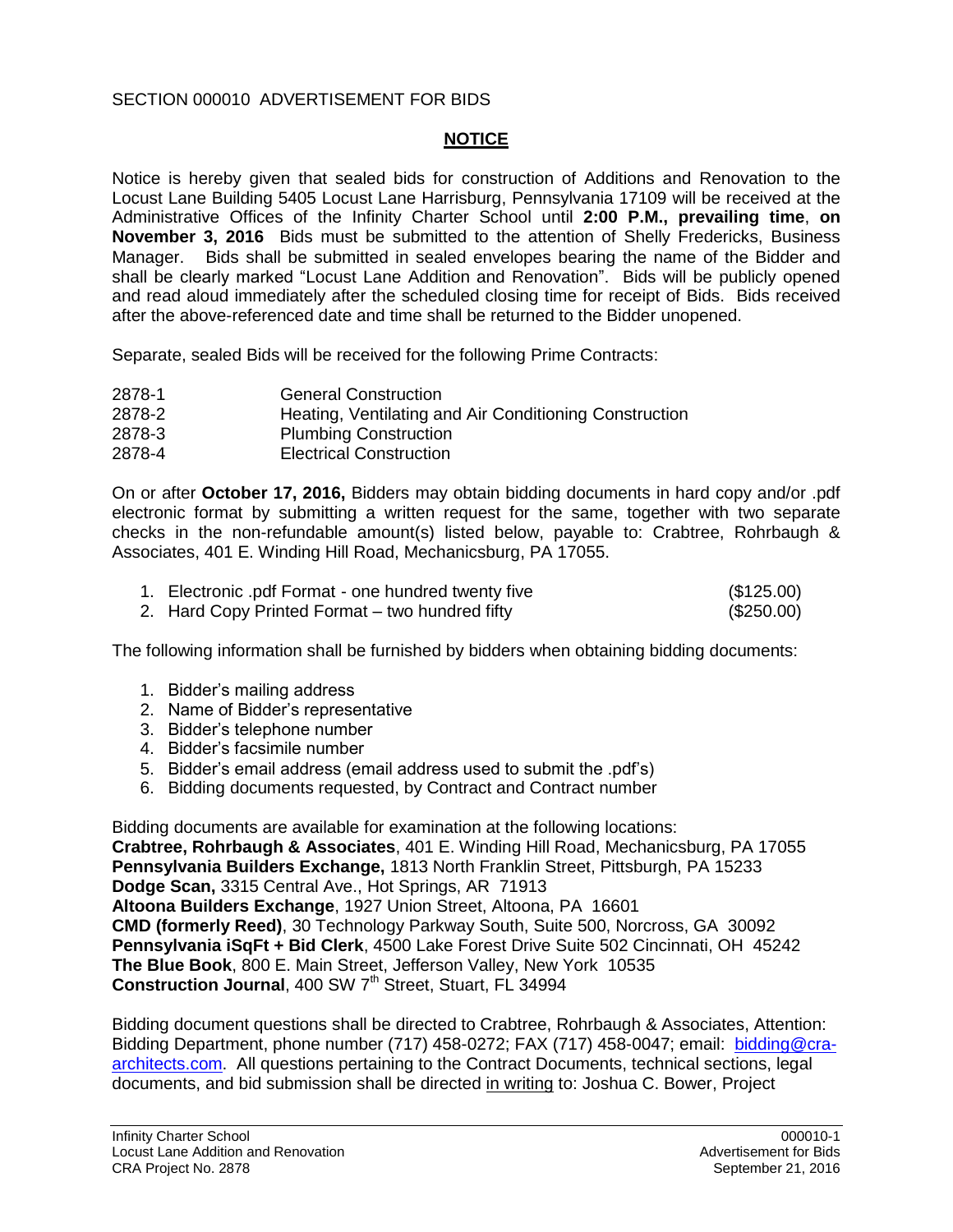SECTION 000010 ADVERTISEMENT FOR BIDS

## NOTICE

Notice is hereby given that sealed bids for construction of Additions and Renovation to the Locust Lane Building 5405 Locust Lane Harrisburg, Pennsylvania 17109 will be received at the Administrative Offices of the Infinity Charter School until **2:00 P.M., prevailing time**, **on November 3, 2016** Bids must be submitted to the attention of Shelly Fredericks, Business Manager. Bids shall be submitted in sealed envelopes bearing the name of the Bidder and shall be clearly marked "Locust Lane Addition and Renovation". Bids will be publicly opened and read aloud immediately after the scheduled closing time for receipt of Bids. Bids received after the above-referenced date and time shall be returned to the Bidder unopened.

Separate, sealed Bids will be received for the following Prime Contracts:

| | |
|---|---|
| 2878-1 | General Construction |
| 2878-2 | Heating, Ventilating and Air Conditioning Construction |
| 2878-3 | Plumbing Construction |
| 2878-4 | Electrical Construction |

On or after **October 17, 2016,** Bidders may obtain bidding documents in hard copy and/or .pdf electronic format by submitting a written request for the same, together with two separate checks in the non-refundable amount(s) listed below, payable to: Crabtree, Rohrbaugh & Associates, 401 E. Winding Hill Road, Mechanicsburg, PA 17055.

1. Electronic .pdf Format - one hundred twenty five ($125.00)
2. Hard Copy Printed Format – two hundred fifty ($250.00)

The following information shall be furnished by bidders when obtaining bidding documents:

1. Bidder's mailing address
2. Name of Bidder's representative
3. Bidder's telephone number
4. Bidder's facsimile number
5. Bidder's email address (email address used to submit the .pdf's)
6. Bidding documents requested, by Contract and Contract number

Bidding documents are available for examination at the following locations:
**Crabtree, Rohrbaugh & Associates**, 401 E. Winding Hill Road, Mechanicsburg, PA 17055
**Pennsylvania Builders Exchange,** 1813 North Franklin Street, Pittsburgh, PA 15233
**Dodge Scan,** 3315 Central Ave., Hot Springs, AR 71913
**Altoona Builders Exchange**, 1927 Union Street, Altoona, PA 16601
**CMD (formerly Reed)**, 30 Technology Parkway South, Suite 500, Norcross, GA 30092
**Pennsylvania iSqFt + Bid Clerk**, 4500 Lake Forest Drive Suite 502 Cincinnati, OH 45242
**The Blue Book**, 800 E. Main Street, Jefferson Valley, New York 10535
**Construction Journal**, 400 SW 7th Street, Stuart, FL 34994

Bidding document questions shall be directed to Crabtree, Rohrbaugh & Associates, Attention: Bidding Department, phone number (717) 458-0272; FAX (717) 458-0047; email: bidding@cra-architects.com. All questions pertaining to the Contract Documents, technical sections, legal documents, and bid submission shall be directed in writing to: Joshua C. Bower, Project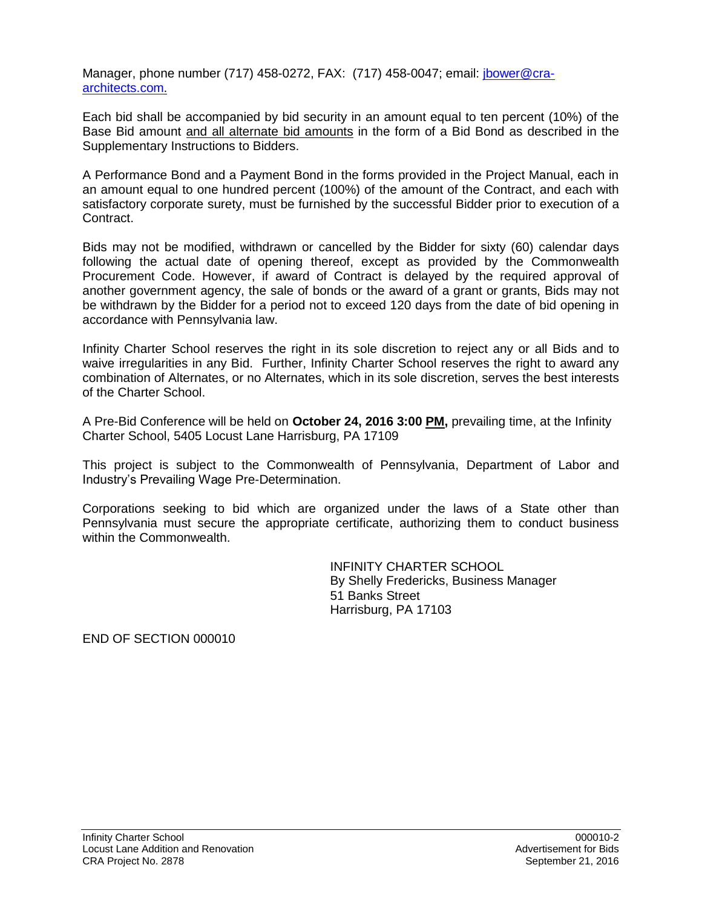Manager, phone number (717) 458-0272, FAX: (717) 458-0047; email: [jbower@cra-architects.com.](mailto:jbower@cra-architects.com)

Each bid shall be accompanied by bid security in an amount equal to ten percent (10%) of the Base Bid amount <u>and all alternate bid amounts</u> in the form of a Bid Bond as described in the Supplementary Instructions to Bidders.

A Performance Bond and a Payment Bond in the forms provided in the Project Manual, each in an amount equal to one hundred percent (100%) of the amount of the Contract, and each with satisfactory corporate surety, must be furnished by the successful Bidder prior to execution of a Contract.

Bids may not be modified, withdrawn or cancelled by the Bidder for sixty (60) calendar days following the actual date of opening thereof, except as provided by the Commonwealth Procurement Code. However, if award of Contract is delayed by the required approval of another government agency, the sale of bonds or the award of a grant or grants, Bids may not be withdrawn by the Bidder for a period not to exceed 120 days from the date of bid opening in accordance with Pennsylvania law.

Infinity Charter School reserves the right in its sole discretion to reject any or all Bids and to waive irregularities in any Bid. Further, Infinity Charter School reserves the right to award any combination of Alternates, or no Alternates, which in its sole discretion, serves the best interests of the Charter School.

A Pre-Bid Conference will be held on **October 24, 2016 3:00 <u>PM</u>,** prevailing time, at the Infinity Charter School, 5405 Locust Lane Harrisburg, PA 17109

This project is subject to the Commonwealth of Pennsylvania, Department of Labor and Industry's Prevailing Wage Pre-Determination.

Corporations seeking to bid which are organized under the laws of a State other than Pennsylvania must secure the appropriate certificate, authorizing them to conduct business within the Commonwealth.

INFINITY CHARTER SCHOOL
By Shelly Fredericks, Business Manager
51 Banks Street
Harrisburg, PA 17103

END OF SECTION 000010